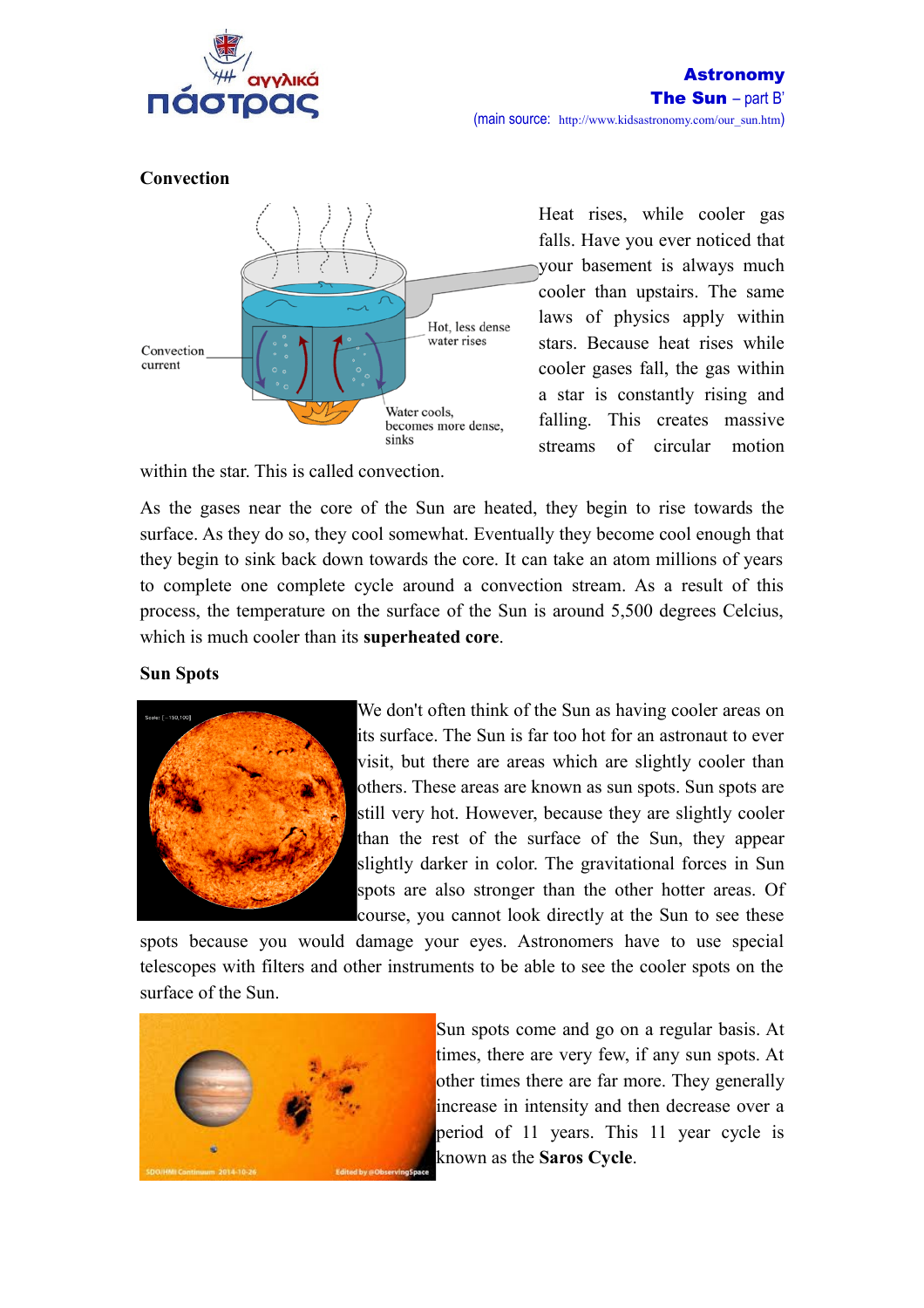**Astronomy**
**The Sun** – part B'
(main source: http://www.kidsastronomy.com/our_sun.htm)

## Convection

Heat rises, while cooler gas falls. Have you ever noticed that your basement is always much cooler than upstairs. The same laws of physics apply within stars. Because heat rises while cooler gases fall, the gas within a star is constantly rising and falling. This creates massive streams of circular motion within the star. This is called convection.

As the gases near the core of the Sun are heated, they begin to rise towards the surface. As they do so, they cool somewhat. Eventually they become cool enough that they begin to sink back down towards the core. It can take an atom millions of years to complete one complete cycle around a convection stream. As a result of this process, the temperature on the surface of the Sun is around 5,500 degrees Celcius, which is much cooler than its **superheated core**.

## Sun Spots

We don't often think of the Sun as having cooler areas on its surface. The Sun is far too hot for an astronaut to ever visit, but there are areas which are slightly cooler than others. These areas are known as sun spots. Sun spots are still very hot. However, because they are slightly cooler than the rest of the surface of the Sun, they appear slightly darker in color. The gravitational forces in Sun spots are also stronger than the other hotter areas. Of course, you cannot look directly at the Sun to see these spots because you would damage your eyes. Astronomers have to use special telescopes with filters and other instruments to be able to see the cooler spots on the surface of the Sun.

Sun spots come and go on a regular basis. At times, there are very few, if any sun spots. At other times there are far more. They generally increase in intensity and then decrease over a period of 11 years. This 11 year cycle is known as the **Saros Cycle**.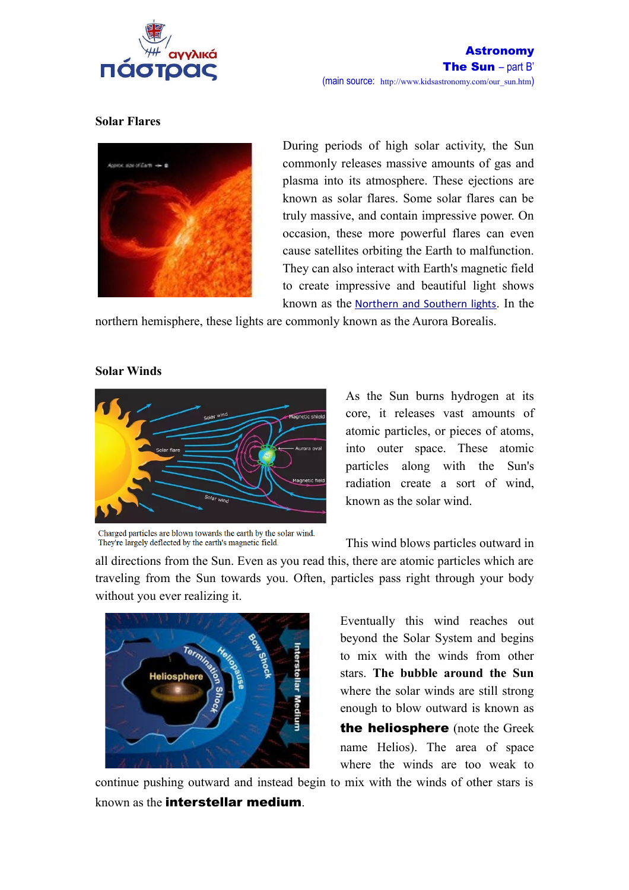## Solar Flares

During periods of high solar activity, the Sun commonly releases massive amounts of gas and plasma into its atmosphere. These ejections are known as solar flares. Some solar flares can be truly massive, and contain impressive power. On occasion, these more powerful flares can even cause satellites orbiting the Earth to malfunction. They can also interact with Earth's magnetic field to create impressive and beautiful light shows known as the Northern and Southern lights. In the northern hemisphere, these lights are commonly known as the Aurora Borealis.

## Solar Winds

Charged particles are blown towards the earth by the solar wind. They're largely deflected by the earth's magnetic field.

As the Sun burns hydrogen at its core, it releases vast amounts of atomic particles, or pieces of atoms, into outer space. These atomic particles along with the Sun's radiation create a sort of wind, known as the solar wind.

This wind blows particles outward in all directions from the Sun. Even as you read this, there are atomic particles which are traveling from the Sun towards you. Often, particles pass right through your body without you ever realizing it.

Eventually this wind reaches out beyond the Solar System and begins to mix with the winds from other stars. **The bubble around the Sun** where the solar winds are still strong enough to blow outward is known as **the heliosphere** (note the Greek name Helios). The area of space where the winds are too weak to continue pushing outward and instead begin to mix with the winds of other stars is known as the **interstellar medium**.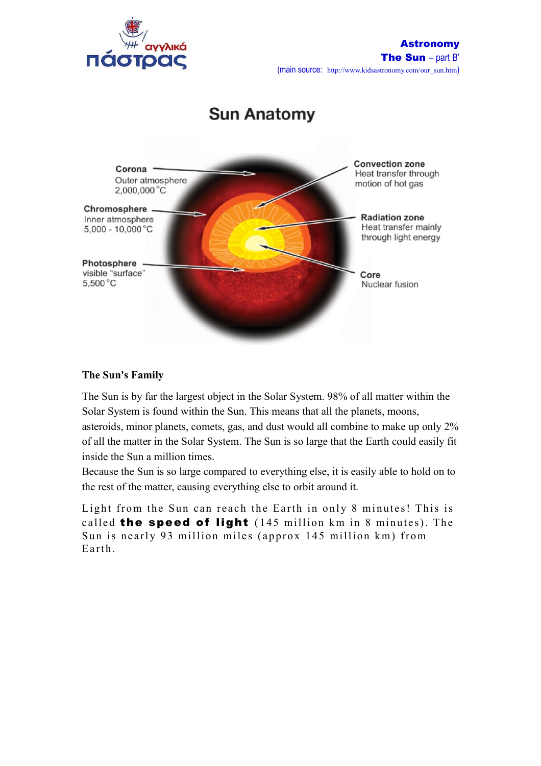## Sun Anatomy

Corona
Outer atmosphere
2,000,000 °C

Chromosphere
Inner atmosphere
5,000 - 10,000 °C

Photosphere
visible "surface"
5,500 °C

Convection zone
Heat transfer through
motion of hot gas

Radiation zone
Heat transfer mainly
through light energy

Core
Nuclear fusion

**The Sun's Family**

The Sun is by far the largest object in the Solar System. 98% of all matter within the Solar System is found within the Sun. This means that all the planets, moons, asteroids, minor planets, comets, gas, and dust would all combine to make up only 2% of all the matter in the Solar System. The Sun is so large that the Earth could easily fit inside the Sun a million times.

Because the Sun is so large compared to everything else, it is easily able to hold on to the rest of the matter, causing everything else to orbit around it.

Light from the Sun can reach the Earth in only 8 minutes! This is called **the speed of light** (145 million km in 8 minutes). The Sun is nearly 93 million miles (approx 145 million km) from Earth.